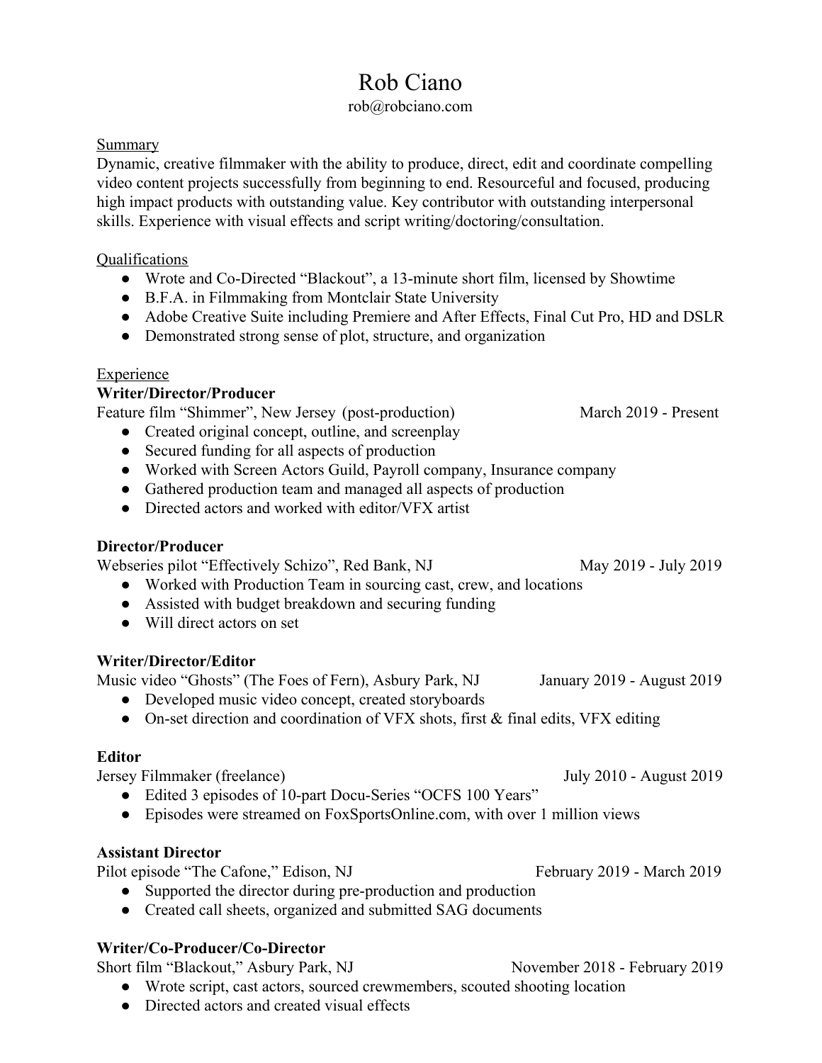# Rob Ciano

rob@robciano.com

## Summary

Dynamic, creative filmmaker with the ability to produce, direct, edit and coordinate compelling video content projects successfully from beginning to end. Resourceful and focused, producing high impact products with outstanding value. Key contributor with outstanding interpersonal skills. Experience with visual effects and script writing/doctoring/consultation.

## Qualifications

- Wrote and Co-Directed "Blackout", a 13-minute short film, licensed by Showtime
- B.F.A. in Filmmaking from Montclair State University
- Adobe Creative Suite including Premiere and After Effects, Final Cut Pro, HD and DSLR
- Demonstrated strong sense of plot, structure, and organization

## Experience

**Writer/Director/Producer**

Feature film "Shimmer", New Jersey (post-production) — March 2019 - Present

- Created original concept, outline, and screenplay
- Secured funding for all aspects of production
- Worked with Screen Actors Guild, Payroll company, Insurance company
- Gathered production team and managed all aspects of production
- Directed actors and worked with editor/VFX artist

**Director/Producer**

Webseries pilot "Effectively Schizo", Red Bank, NJ — May 2019 - July 2019

- Worked with Production Team in sourcing cast, crew, and locations
- Assisted with budget breakdown and securing funding
- Will direct actors on set

**Writer/Director/Editor**

Music video "Ghosts" (The Foes of Fern), Asbury Park, NJ — January 2019 - August 2019

- Developed music video concept, created storyboards
- On-set direction and coordination of VFX shots, first & final edits, VFX editing

**Editor**

Jersey Filmmaker (freelance) — July 2010 - August 2019

- Edited 3 episodes of 10-part Docu-Series "OCFS 100 Years"
- Episodes were streamed on FoxSportsOnline.com, with over 1 million views

**Assistant Director**

Pilot episode "The Cafone," Edison, NJ — February 2019 - March 2019

- Supported the director during pre-production and production
- Created call sheets, organized and submitted SAG documents

**Writer/Co-Producer/Co-Director**

Short film "Blackout," Asbury Park, NJ — November 2018 - February 2019

- Wrote script, cast actors, sourced crewmembers, scouted shooting location
- Directed actors and created visual effects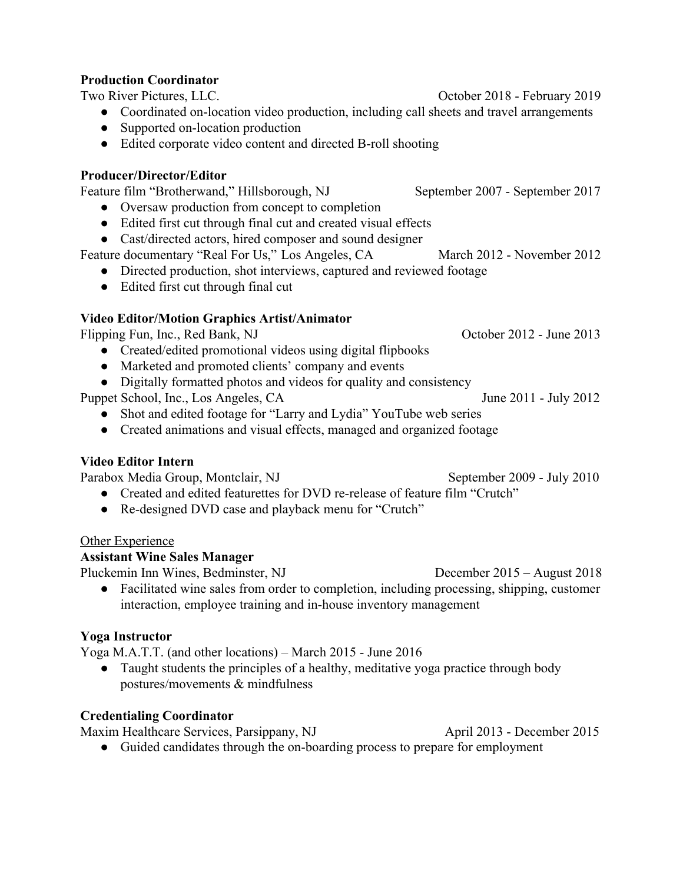**Production Coordinator**

Two River Pictures, LLC. October 2018 - February 2019

- Coordinated on-location video production, including call sheets and travel arrangements
- Supported on-location production
- Edited corporate video content and directed B-roll shooting

**Producer/Director/Editor**

Feature film "Brotherwand," Hillsborough, NJ September 2007 - September 2017

- Oversaw production from concept to completion
- Edited first cut through final cut and created visual effects
- Cast/directed actors, hired composer and sound designer

Feature documentary "Real For Us," Los Angeles, CA March 2012 - November 2012

- Directed production, shot interviews, captured and reviewed footage
- Edited first cut through final cut

**Video Editor/Motion Graphics Artist/Animator**

Flipping Fun, Inc., Red Bank, NJ October 2012 - June 2013

- Created/edited promotional videos using digital flipbooks
- Marketed and promoted clients' company and events
- Digitally formatted photos and videos for quality and consistency

Puppet School, Inc., Los Angeles, CA June 2011 - July 2012

- Shot and edited footage for "Larry and Lydia" YouTube web series
- Created animations and visual effects, managed and organized footage

**Video Editor Intern**

Parabox Media Group, Montclair, NJ September 2009 - July 2010

- Created and edited featurettes for DVD re-release of feature film "Crutch"
- Re-designed DVD case and playback menu for "Crutch"

<u>Other Experience</u>

**Assistant Wine Sales Manager**

Pluckemin Inn Wines, Bedminster, NJ December 2015 – August 2018

- Facilitated wine sales from order to completion, including processing, shipping, customer interaction, employee training and in-house inventory management

**Yoga Instructor**

Yoga M.A.T.T. (and other locations) – March 2015 - June 2016

- Taught students the principles of a healthy, meditative yoga practice through body postures/movements & mindfulness

**Credentialing Coordinator**

Maxim Healthcare Services, Parsippany, NJ April 2013 - December 2015

- Guided candidates through the on-boarding process to prepare for employment